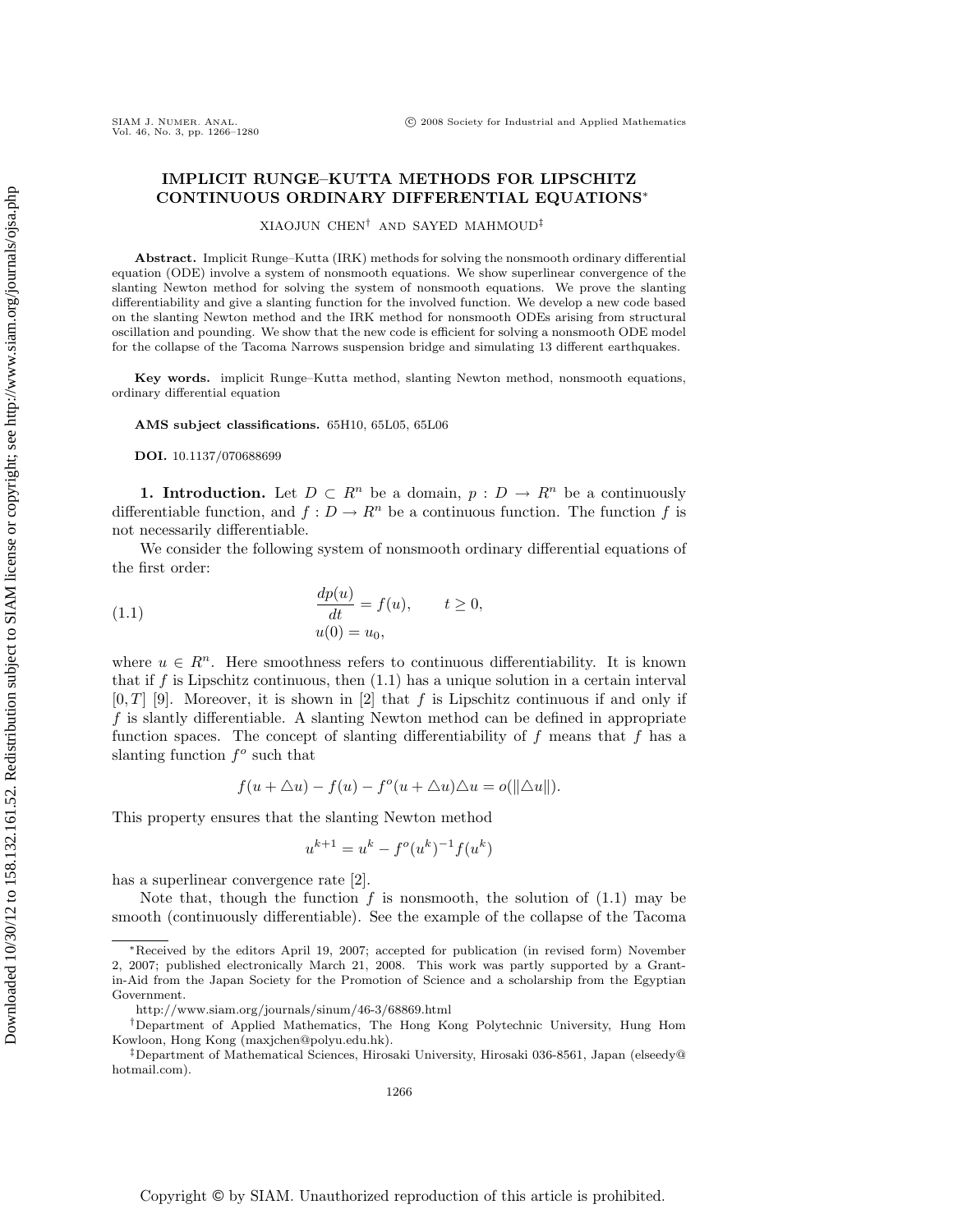# IMPLICIT RUNGE–KUTTA METHODS FOR LIPSCHITZ CONTINUOUS ORDINARY DIFFERENTIAL EQUATIONS*

XIAOJUN CHEN† AND SAYED MAHMOUD‡

**Abstract.** Implicit Runge–Kutta (IRK) methods for solving the nonsmooth ordinary differential equation (ODE) involve a system of nonsmooth equations. We show superlinear convergence of the slanting Newton method for solving the system of nonsmooth equations. We prove the slanting differentiability and give a slanting function for the involved function. We develop a new code based on the slanting Newton method and the IRK method for nonsmooth ODEs arising from structural oscillation and pounding. We show that the new code is efficient for solving a nonsmooth ODE model for the collapse of the Tacoma Narrows suspension bridge and simulating 13 different earthquakes.

**Key words.** implicit Runge–Kutta method, slanting Newton method, nonsmooth equations, ordinary differential equation

**AMS subject classifications.** 65H10, 65L05, 65L06

**DOI.** 10.1137/070688699

## 1. Introduction.

Let $D \subset R^n$ be a domain, $p : D \to R^n$ be a continuously differentiable function, and $f : D \to R^n$ be a continuous function. The function $f$ is not necessarily differentiable.

We consider the following system of nonsmooth ordinary differential equations of the first order:

$$
\begin{aligned}
&\frac{dp(u)}{dt} = f(u), \qquad t \geq 0, \\
&u(0) = u_0,
\end{aligned} \tag{1.1}
$$

where $u \in R^n$. Here smoothness refers to continuous differentiability. It is known that if $f$ is Lipschitz continuous, then (1.1) has a unique solution in a certain interval $[0, T]$ [9]. Moreover, it is shown in [2] that $f$ is Lipschitz continuous if and only if $f$ is slantly differentiable. A slanting Newton method can be defined in appropriate function spaces. The concept of slanting differentiability of $f$ means that $f$ has a slanting function $f^o$ such that

$$
f(u + \triangle u) - f(u) - f^o(u + \triangle u)\triangle u = o(\|\triangle u\|).
$$

This property ensures that the slanting Newton method

$$
u^{k+1} = u^k - f^o(u^k)^{-1} f(u^k)
$$

has a superlinear convergence rate [2].

Note that, though the function $f$ is nonsmooth, the solution of (1.1) may be smooth (continuously differentiable). See the example of the collapse of the Tacoma

---

*Received by the editors April 19, 2007; accepted for publication (in revised form) November 2, 2007; published electronically March 21, 2008. This work was partly supported by a Grant-in-Aid from the Japan Society for the Promotion of Science and a scholarship from the Egyptian Government.

http://www.siam.org/journals/sinum/46-3/68869.html

†Department of Applied Mathematics, The Hong Kong Polytechnic University, Hung Hom Kowloon, Hong Kong (maxjchen@polyu.edu.hk).

‡Department of Mathematical Sciences, Hirosaki University, Hirosaki 036-8561, Japan (elseedy@hotmail.com).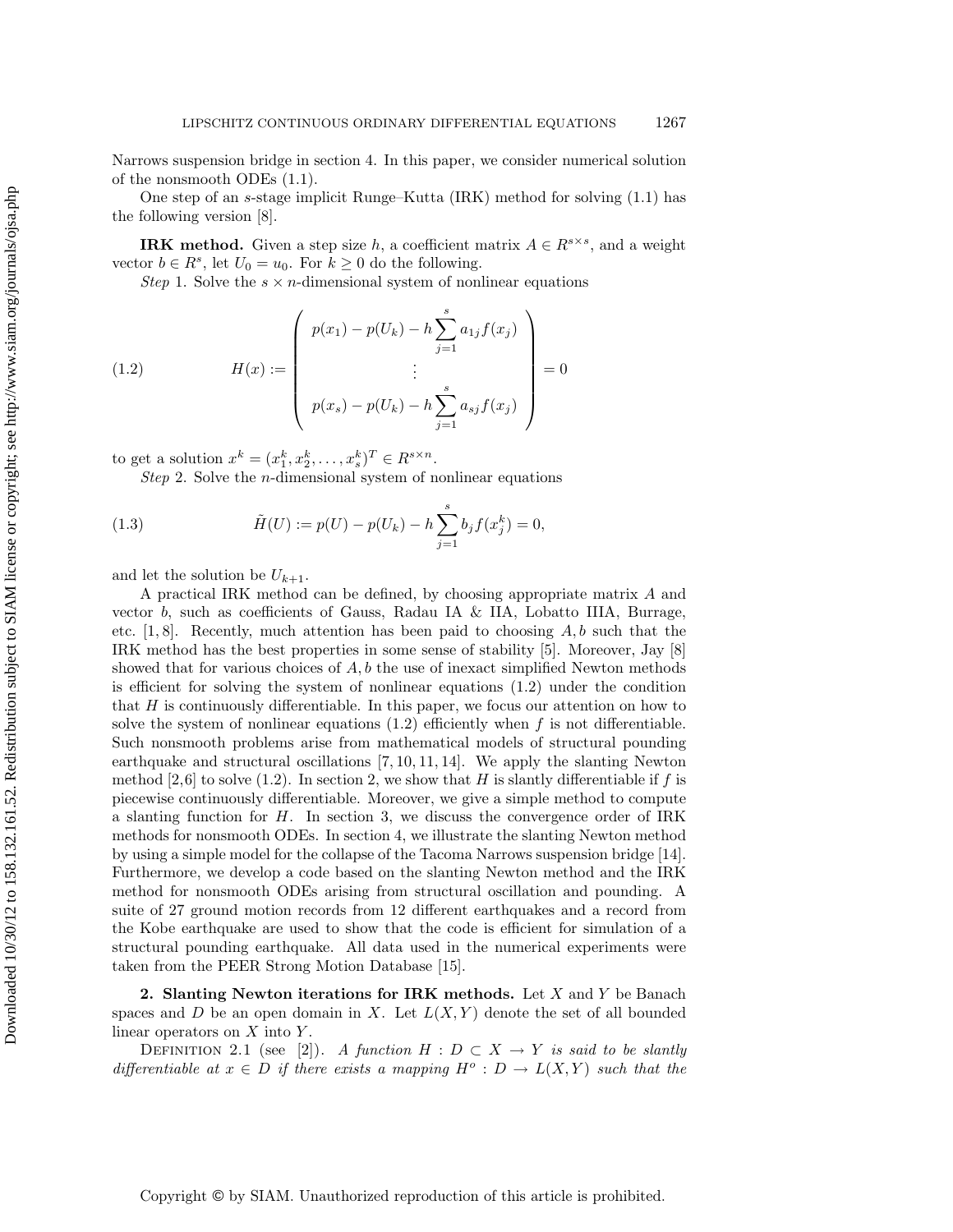Narrows suspension bridge in section 4. In this paper, we consider numerical solution of the nonsmooth ODEs (1.1).

One step of an $s$-stage implicit Runge–Kutta (IRK) method for solving (1.1) has the following version [8].

**IRK method.** Given a step size $h$, a coefficient matrix $A \in R^{s\times s}$, and a weight vector $b \in R^s$, let $U_0 = u_0$. For $k \geq 0$ do the following.

*Step* 1. Solve the $s \times n$-dimensional system of nonlinear equations

$$H(x) := \begin{pmatrix} p(x_1) - p(U_k) - h\sum_{j=1}^{s} a_{1j} f(x_j) \\ \vdots \\ p(x_s) - p(U_k) - h\sum_{j=1}^{s} a_{sj} f(x_j) \end{pmatrix} = 0 \tag{1.2}$$

to get a solution $x^k = (x_1^k, x_2^k, \ldots, x_s^k)^T \in R^{s\times n}$.

*Step* 2. Solve the $n$-dimensional system of nonlinear equations

$$\tilde{H}(U) := p(U) - p(U_k) - h\sum_{j=1}^{s} b_j f(x_j^k) = 0, \tag{1.3}$$

and let the solution be $U_{k+1}$.

A practical IRK method can be defined, by choosing appropriate matrix $A$ and vector $b$, such as coefficients of Gauss, Radau IA & IIA, Lobatto IIIA, Burrage, etc. [1, 8]. Recently, much attention has been paid to choosing $A, b$ such that the IRK method has the best properties in some sense of stability [5]. Moreover, Jay [8] showed that for various choices of $A, b$ the use of inexact simplified Newton methods is efficient for solving the system of nonlinear equations (1.2) under the condition that $H$ is continuously differentiable. In this paper, we focus our attention on how to solve the system of nonlinear equations (1.2) efficiently when $f$ is not differentiable. Such nonsmooth problems arise from mathematical models of structural pounding earthquake and structural oscillations [7, 10, 11, 14]. We apply the slanting Newton method [2,6] to solve (1.2). In section 2, we show that $H$ is slantly differentiable if $f$ is piecewise continuously differentiable. Moreover, we give a simple method to compute a slanting function for $H$. In section 3, we discuss the convergence order of IRK methods for nonsmooth ODEs. In section 4, we illustrate the slanting Newton method by using a simple model for the collapse of the Tacoma Narrows suspension bridge [14]. Furthermore, we develop a code based on the slanting Newton method and the IRK method for nonsmooth ODEs arising from structural oscillation and pounding. A suite of 27 ground motion records from 12 different earthquakes and a record from the Kobe earthquake are used to show that the code is efficient for simulation of a structural pounding earthquake. All data used in the numerical experiments were taken from the PEER Strong Motion Database [15].

## 2. Slanting Newton iterations for IRK methods.

Let $X$ and $Y$ be Banach spaces and $D$ be an open domain in $X$. Let $L(X, Y)$ denote the set of all bounded linear operators on $X$ into $Y$.

DEFINITION 2.1 (see [2]). *A function $H : D \subset X \to Y$ is said to be slantly differentiable at $x \in D$ if there exists a mapping $H^o : D \to L(X, Y)$ such that the*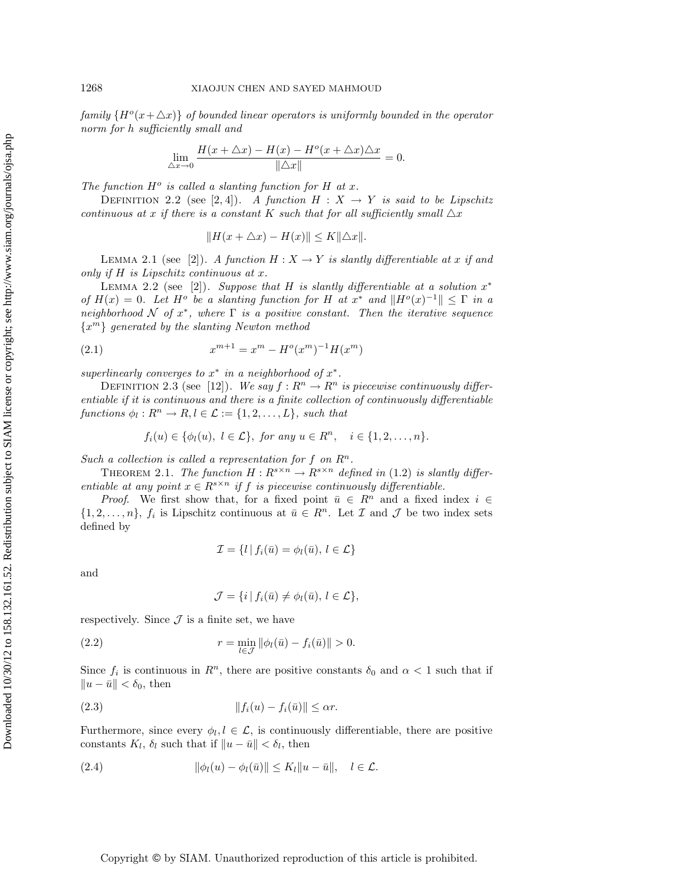*family* $\{H^o(x+\triangle x)\}$ *of bounded linear operators is uniformly bounded in the operator norm for h sufficiently small and*

$$\lim_{\triangle x\to 0}\frac{H(x+\triangle x)-H(x)-H^o(x+\triangle x)\triangle x}{\|\triangle x\|}=0.$$

*The function* $H^o$ *is called a slanting function for* $H$ *at* $x$.

Definition 2.2 (see [2, 4]). *A function* $H : X \to Y$ *is said to be Lipschitz continuous at* $x$ *if there is a constant* $K$ *such that for all sufficiently small* $\triangle x$

$$\|H(x+\triangle x)-H(x)\| \le K\|\triangle x\|.$$

Lemma 2.1 (see [2]). *A function* $H : X \to Y$ *is slantly differentiable at* $x$ *if and only if* $H$ *is Lipschitz continuous at* $x$.

Lemma 2.2 (see [2]). *Suppose that* $H$ *is slantly differentiable at a solution* $x^*$ *of* $H(x) = 0$. *Let* $H^o$ *be a slanting function for* $H$ *at* $x^*$ *and* $\|H^o(x)^{-1}\| \le \Gamma$ *in a neighborhood* $\mathcal{N}$ *of* $x^*$, *where* $\Gamma$ *is a positive constant. Then the iterative sequence* $\{x^m\}$ *generated by the slanting Newton method*

$$x^{m+1} = x^m - H^o(x^m)^{-1}H(x^m) \tag{2.1}$$

*superlinearly converges to* $x^*$ *in a neighborhood of* $x^*$.

Definition 2.3 (see [12]). *We say* $f : R^n \to R^n$ *is piecewise continuously differentiable if it is continuous and there is a finite collection of continuously differentiable functions* $\phi_l : R^n \to R, l \in \mathcal{L} := \{1, 2, \dots, L\}$, *such that*

$$f_i(u) \in \{\phi_l(u),\ l \in \mathcal{L}\},\ \text{for any } u \in R^n, \quad i \in \{1, 2, \dots, n\}.$$

*Such a collection is called a representation for* $f$ *on* $R^n$.

Theorem 2.1. *The function* $H : R^{s\times n} \to R^{s\times n}$ *defined in* (1.2) *is slantly differentiable at any point* $x \in R^{s\times n}$ *if* $f$ *is piecewise continuously differentiable.*

*Proof.* We first show that, for a fixed point $\bar{u} \in R^n$ and a fixed index $i \in \{1, 2, \dots, n\}$, $f_i$ is Lipschitz continuous at $\bar{u} \in R^n$. Let $\mathcal{I}$ and $\mathcal{J}$ be two index sets defined by

$$\mathcal{I} = \{l \,|\, f_i(\bar{u}) = \phi_l(\bar{u}),\, l \in \mathcal{L}\}$$

and

$$\mathcal{J} = \{i \,|\, f_i(\bar{u}) \neq \phi_l(\bar{u}),\, l \in \mathcal{L}\},$$

respectively. Since $\mathcal{J}$ is a finite set, we have

$$r = \min_{l\in\mathcal{J}} \|\phi_l(\bar{u}) - f_i(\bar{u})\| > 0. \tag{2.2}$$

Since $f_i$ is continuous in $R^n$, there are positive constants $\delta_0$ and $\alpha < 1$ such that if $\|u - \bar{u}\| < \delta_0$, then

$$\|f_i(u) - f_i(\bar{u})\| \le \alpha r. \tag{2.3}$$

Furthermore, since every $\phi_l, l \in \mathcal{L}$, is continuously differentiable, there are positive constants $K_l$, $\delta_l$ such that if $\|u - \bar{u}\| < \delta_l$, then

$$\|\phi_l(u) - \phi_l(\bar{u})\| \le K_l\|u - \bar{u}\|, \quad l \in \mathcal{L}. \tag{2.4}$$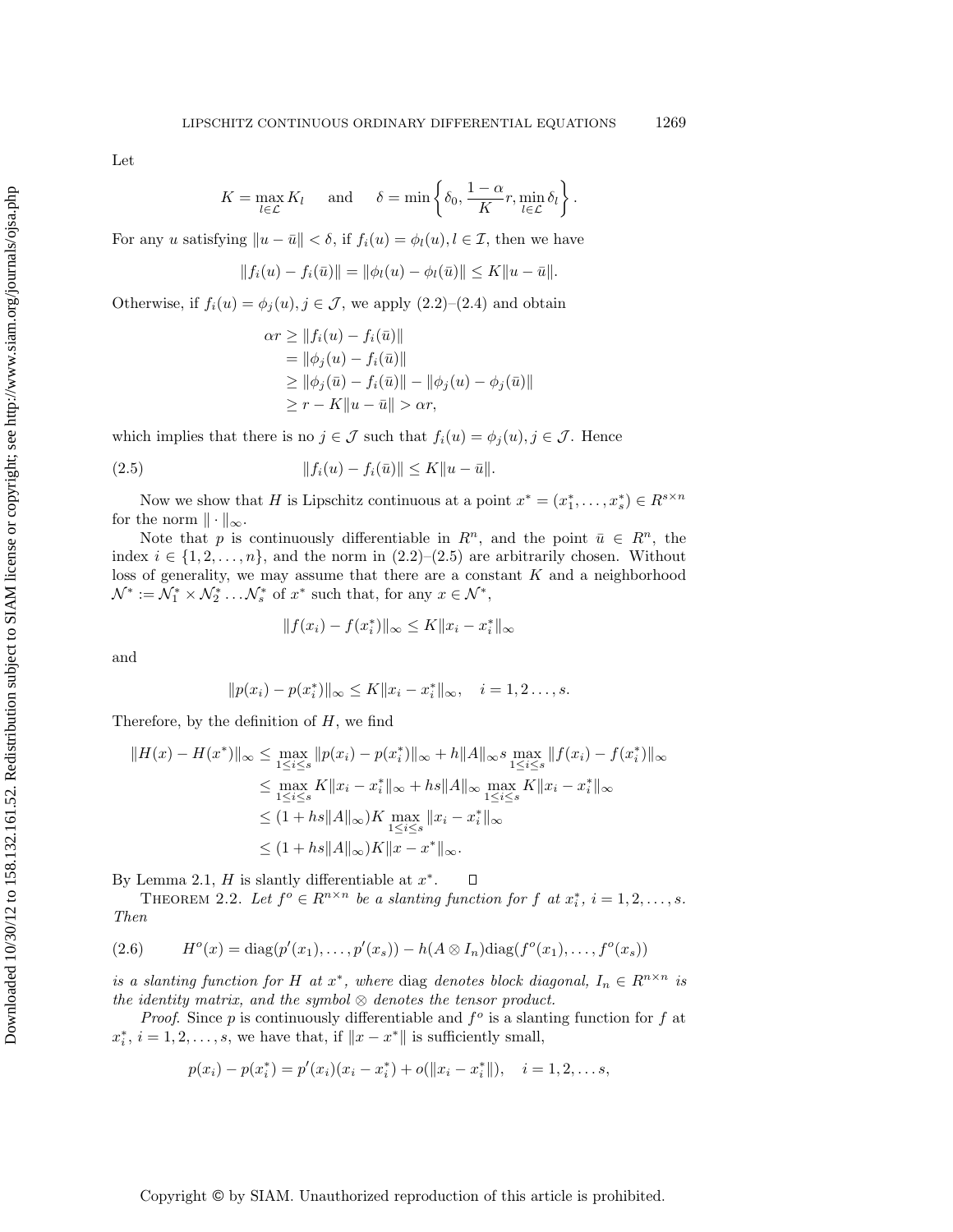Let

$$K = \max_{l \in \mathcal{L}} K_l \quad \text{and} \quad \delta = \min \left\{ \delta_0, \frac{1-\alpha}{K} r, \min_{l \in \mathcal{L}} \delta_l \right\}.$$

For any $u$ satisfying $\|u - \bar{u}\| < \delta$, if $f_i(u) = \phi_l(u), l \in \mathcal{I}$, then we have

$$\|f_i(u) - f_i(\bar{u})\| = \|\phi_l(u) - \phi_l(\bar{u})\| \leq K\|u - \bar{u}\|.$$

Otherwise, if $f_i(u) = \phi_j(u), j \in \mathcal{J}$, we apply (2.2)–(2.4) and obtain

$$\begin{aligned}
\alpha r &\geq \|f_i(u) - f_i(\bar{u})\| \\
&= \|\phi_j(u) - f_i(\bar{u})\| \\
&\geq \|\phi_j(\bar{u}) - f_i(\bar{u})\| - \|\phi_j(u) - \phi_j(\bar{u})\| \\
&\geq r - K\|u - \bar{u}\| > \alpha r,
\end{aligned}$$

which implies that there is no $j \in \mathcal{J}$ such that $f_i(u) = \phi_j(u), j \in \mathcal{J}$. Hence

$$\|f_i(u) - f_i(\bar{u})\| \leq K\|u - \bar{u}\|. \tag{2.5}$$

Now we show that $H$ is Lipschitz continuous at a point $x^* = (x_1^*, \ldots, x_s^*) \in R^{s \times n}$ for the norm $\| \cdot \|_\infty$.

Note that $p$ is continuously differentiable in $R^n$, and the point $\bar{u} \in R^n$, the index $i \in \{1, 2, \ldots, n\}$, and the norm in (2.2)–(2.5) are arbitrarily chosen. Without loss of generality, we may assume that there are a constant $K$ and a neighborhood $\mathcal{N}^* := \mathcal{N}_1^* \times \mathcal{N}_2^* \ldots \mathcal{N}_s^*$ of $x^*$ such that, for any $x \in \mathcal{N}^*$,

$$\|f(x_i) - f(x_i^*)\|_\infty \leq K\|x_i - x_i^*\|_\infty$$

and

$$\|p(x_i) - p(x_i^*)\|_\infty \leq K\|x_i - x_i^*\|_\infty, \quad i = 1, 2 \ldots, s.$$

Therefore, by the definition of $H$, we find

$$\begin{aligned}
\|H(x) - H(x^*)\|_\infty &\leq \max_{1 \leq i \leq s} \|p(x_i) - p(x_i^*)\|_\infty + h\|A\|_\infty s \max_{1 \leq i \leq s} \|f(x_i) - f(x_i^*)\|_\infty \\
&\leq \max_{1 \leq i \leq s} K\|x_i - x_i^*\|_\infty + hs\|A\|_\infty \max_{1 \leq i \leq s} K\|x_i - x_i^*\|_\infty \\
&\leq (1 + hs\|A\|_\infty)K \max_{1 \leq i \leq s} \|x_i - x_i^*\|_\infty \\
&\leq (1 + hs\|A\|_\infty)K\|x - x^*\|_\infty.
\end{aligned}$$

By Lemma 2.1, $H$ is slantly differentiable at $x^*$. $\square$

THEOREM 2.2. *Let $f^o \in R^{n \times n}$ be a slanting function for $f$ at $x_i^*$, $i = 1, 2, \ldots, s$. Then*

$$H^o(x) = \text{diag}(p'(x_1), \ldots, p'(x_s)) - h(A \otimes I_n)\text{diag}(f^o(x_1), \ldots, f^o(x_s)) \tag{2.6}$$

*is a slanting function for $H$ at $x^*$, where* diag *denotes block diagonal, $I_n \in R^{n \times n}$ is the identity matrix, and the symbol $\otimes$ denotes the tensor product.*

*Proof.* Since $p$ is continuously differentiable and $f^o$ is a slanting function for $f$ at $x_i^*$, $i = 1, 2, \ldots, s$, we have that, if $\|x - x^*\|$ is sufficiently small,

$$p(x_i) - p(x_i^*) = p'(x_i)(x_i - x_i^*) + o(\|x_i - x_i^*\|), \quad i = 1, 2, \ldots s,$$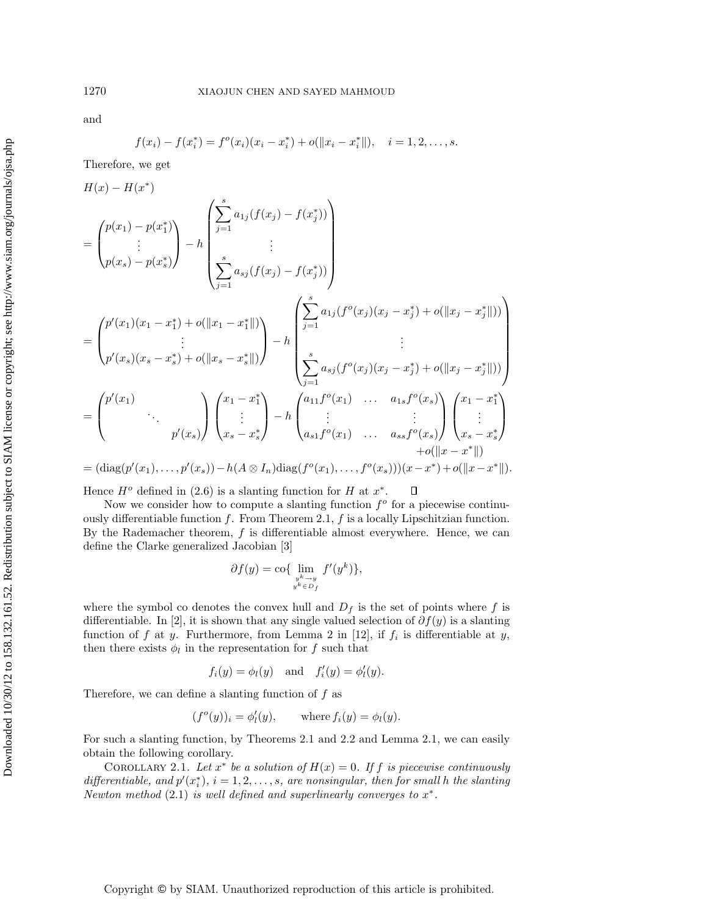and

$$f(x_i) - f(x_i^*) = f^o(x_i)(x_i - x_i^*) + o(\|x_i - x_i^*\|), \quad i = 1, 2, \ldots, s.$$

Therefore, we get

$$
\begin{aligned}
&H(x) - H(x^*) \\
&= \begin{pmatrix} p(x_1) - p(x_1^*) \\ \vdots \\ p(x_s) - p(x_s^*) \end{pmatrix} - h \begin{pmatrix} \displaystyle\sum_{j=1}^{s} a_{1j}(f(x_j) - f(x_j^*)) \\ \vdots \\ \displaystyle\sum_{j=1}^{s} a_{sj}(f(x_j) - f(x_j^*)) \end{pmatrix} \\
&= \begin{pmatrix} p'(x_1)(x_1 - x_1^*) + o(\|x_1 - x_1^*\|) \\ \vdots \\ p'(x_s)(x_s - x_s^*) + o(\|x_s - x_s^*\|) \end{pmatrix} - h \begin{pmatrix} \displaystyle\sum_{j=1}^{s} a_{1j}(f^o(x_j)(x_j - x_j^*) + o(\|x_j - x_j^*\|)) \\ \vdots \\ \displaystyle\sum_{j=1}^{s} a_{sj}(f^o(x_j)(x_j - x_j^*) + o(\|x_j - x_j^*\|)) \end{pmatrix} \\
&= \begin{pmatrix} p'(x_1) & & \\ & \ddots & \\ & & p'(x_s) \end{pmatrix} \begin{pmatrix} x_1 - x_1^* \\ \vdots \\ x_s - x_s^* \end{pmatrix} - h \begin{pmatrix} a_{11} f^o(x_1) & \ldots & a_{1s} f^o(x_s) \\ \vdots & & \vdots \\ a_{s1} f^o(x_1) & \ldots & a_{ss} f^o(x_s) \end{pmatrix} \begin{pmatrix} x_1 - x_1^* \\ \vdots \\ x_s - x_s^* \end{pmatrix} \\
&\qquad + o(\|x - x^*\|) \\
&= (\mathrm{diag}(p'(x_1), \ldots, p'(x_s)) - h(A \otimes I_n)\mathrm{diag}(f^o(x_1), \ldots, f^o(x_s)))(x - x^*) + o(\|x - x^*\|).
\end{aligned}
$$

Hence $H^o$ defined in (2.6) is a slanting function for $H$ at $x^*$. ◻

Now we consider how to compute a slanting function $f^o$ for a piecewise continuously differentiable function $f$. From Theorem 2.1, $f$ is a locally Lipschitzian function. By the Rademacher theorem, $f$ is differentiable almost everywhere. Hence, we can define the Clarke generalized Jacobian [3]

$$\partial f(y) = \mathrm{co}\{\lim_{\substack{y^k \to y \\ y^k \in D_f}} f'(y^k)\},$$

where the symbol co denotes the convex hull and $D_f$ is the set of points where $f$ is differentiable. In [2], it is shown that any single valued selection of $\partial f(y)$ is a slanting function of $f$ at $y$. Furthermore, from Lemma 2 in [12], if $f_i$ is differentiable at $y$, then there exists $\phi_l$ in the representation for $f$ such that

$$f_i(y) = \phi_l(y) \quad \text{and} \quad f_i'(y) = \phi_l'(y).$$

Therefore, we can define a slanting function of $f$ as

$$(f^o(y))_i = \phi_l'(y), \qquad \text{where } f_i(y) = \phi_l(y).$$

For such a slanting function, by Theorems 2.1 and 2.2 and Lemma 2.1, we can easily obtain the following corollary.

COROLLARY 2.1. *Let $x^*$ be a solution of $H(x) = 0$. If $f$ is piecewise continuously differentiable, and $p'(x_i^*)$, $i = 1, 2, \ldots, s$, are nonsingular, then for small $h$ the slanting Newton method* (2.1) *is well defined and superlinearly converges to $x^*$.*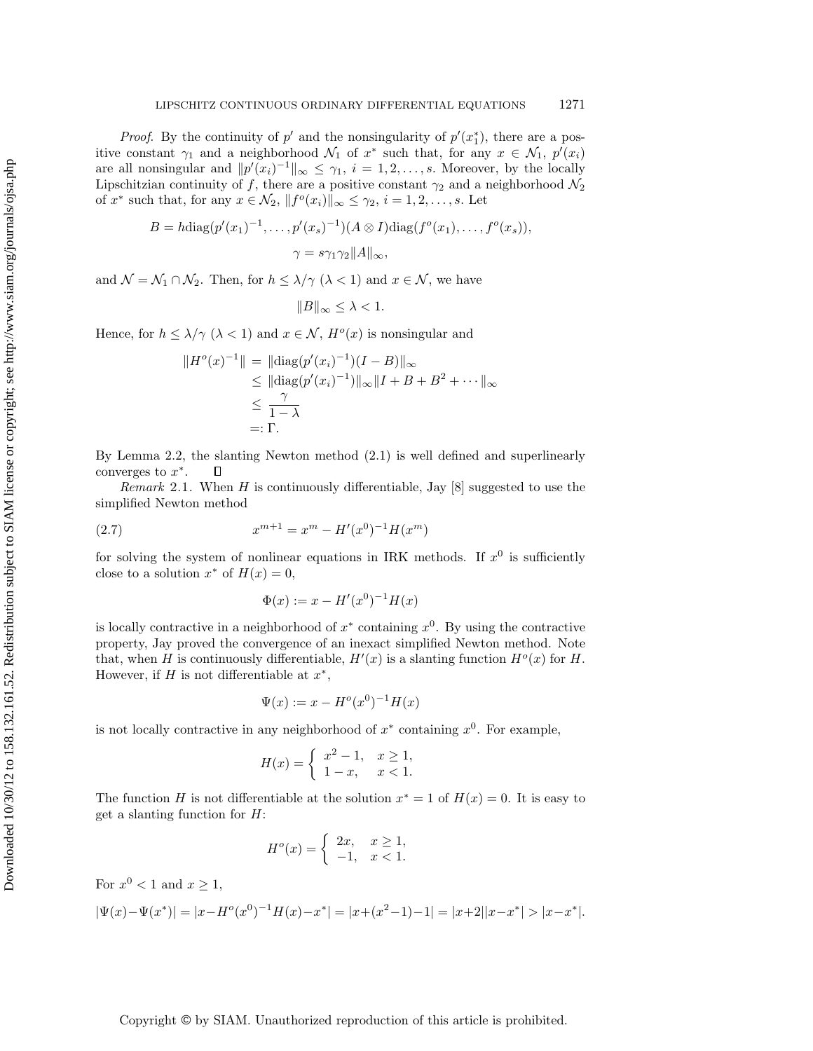*Proof*. By the continuity of $p'$ and the nonsingularity of $p'(x_1^*)$, there are a positive constant $\gamma_1$ and a neighborhood $\mathcal{N}_1$ of $x^*$ such that, for any $x \in \mathcal{N}_1$, $p'(x_i)$ are all nonsingular and $\|p'(x_i)^{-1}\|_\infty \leq \gamma_1$, $i = 1, 2, \ldots, s$. Moreover, by the locally Lipschitzian continuity of $f$, there are a positive constant $\gamma_2$ and a neighborhood $\mathcal{N}_2$ of $x^*$ such that, for any $x \in \mathcal{N}_2$, $\|f^o(x_i)\|_\infty \leq \gamma_2$, $i = 1, 2, \ldots, s$. Let

$$B = h\text{diag}(p'(x_1)^{-1}, \ldots, p'(x_s)^{-1})(A \otimes I)\text{diag}(f^o(x_1), \ldots, f^o(x_s)),$$

$$\gamma = s\gamma_1\gamma_2\|A\|_\infty,$$

and $\mathcal{N} = \mathcal{N}_1 \cap \mathcal{N}_2$. Then, for $h \leq \lambda/\gamma$ ($\lambda < 1$) and $x \in \mathcal{N}$, we have

$$\|B\|_\infty \leq \lambda < 1.$$

Hence, for $h \leq \lambda/\gamma$ ($\lambda < 1$) and $x \in \mathcal{N}$, $H^o(x)$ is nonsingular and

$$\begin{aligned}
\|H^o(x)^{-1}\| &= \|\text{diag}(p'(x_i)^{-1})(I - B)\|_\infty \\
&\leq \|\text{diag}(p'(x_i)^{-1})\|_\infty \|I + B + B^2 + \cdots\|_\infty \\
&\leq \frac{\gamma}{1 - \lambda} \\
&=: \Gamma.
\end{aligned}$$

By Lemma 2.2, the slanting Newton method (2.1) is well defined and superlinearly converges to $x^*$. ∎

*Remark* 2.1. When $H$ is continuously differentiable, Jay [8] suggested to use the simplified Newton method

$$x^{m+1} = x^m - H'(x^0)^{-1}H(x^m) \tag{2.7}$$

for solving the system of nonlinear equations in IRK methods. If $x^0$ is sufficiently close to a solution $x^*$ of $H(x) = 0$,

$$\Phi(x) := x - H'(x^0)^{-1}H(x)$$

is locally contractive in a neighborhood of $x^*$ containing $x^0$. By using the contractive property, Jay proved the convergence of an inexact simplified Newton method. Note that, when $H$ is continuously differentiable, $H'(x)$ is a slanting function $H^o(x)$ for $H$. However, if $H$ is not differentiable at $x^*$,

$$\Psi(x) := x - H^o(x^0)^{-1}H(x)$$

is not locally contractive in any neighborhood of $x^*$ containing $x^0$. For example,

$$H(x) = \begin{cases} x^2 - 1, & x \geq 1, \\ 1 - x, & x < 1. \end{cases}$$

The function $H$ is not differentiable at the solution $x^* = 1$ of $H(x) = 0$. It is easy to get a slanting function for $H$:

$$H^o(x) = \begin{cases} 2x, & x \geq 1, \\ -1, & x < 1. \end{cases}$$

For $x^0 < 1$ and $x \geq 1$,

$$|\Psi(x) - \Psi(x^*)| = |x - H^o(x^0)^{-1}H(x) - x^*| = |x + (x^2 - 1) - 1| = |x + 2||x - x^*| > |x - x^*|.$$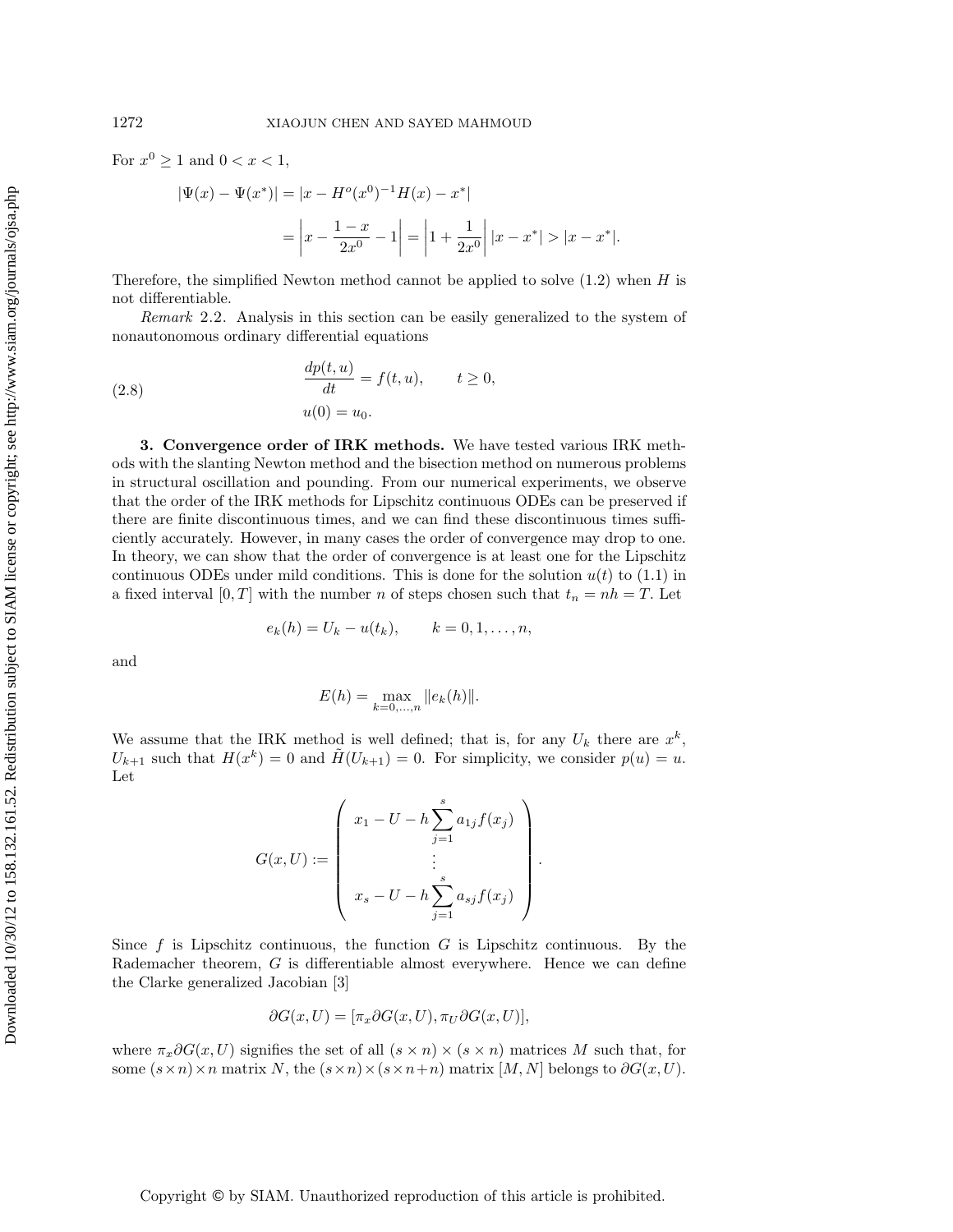For $x^0 \geq 1$ and $0 < x < 1$,

$$
\begin{aligned}
|\Psi(x) - \Psi(x^*)| &= |x - H^o(x^0)^{-1}H(x) - x^*| \\
&= \left| x - \frac{1-x}{2x^0} - 1 \right| = \left| 1 + \frac{1}{2x^0} \right| |x - x^*| > |x - x^*|.
\end{aligned}
$$

Therefore, the simplified Newton method cannot be applied to solve (1.2) when $H$ is not differentiable.

*Remark* 2.2. Analysis in this section can be easily generalized to the system of nonautonomous ordinary differential equations

$$
\begin{aligned}
&\frac{dp(t,u)}{dt} = f(t,u), \qquad t \geq 0, \\
&u(0) = u_0.
\end{aligned}
\tag{2.8}
$$

**3. Convergence order of IRK methods.** We have tested various IRK methods with the slanting Newton method and the bisection method on numerous problems in structural oscillation and pounding. From our numerical experiments, we observe that the order of the IRK methods for Lipschitz continuous ODEs can be preserved if there are finite discontinuous times, and we can find these discontinuous times sufficiently accurately. However, in many cases the order of convergence may drop to one. In theory, we can show that the order of convergence is at least one for the Lipschitz continuous ODEs under mild conditions. This is done for the solution $u(t)$ to (1.1) in a fixed interval $[0,T]$ with the number $n$ of steps chosen such that $t_n = nh = T$. Let

$$
e_k(h) = U_k - u(t_k), \qquad k = 0, 1, \ldots, n,
$$

and

$$
E(h) = \max_{k=0,\ldots,n} \|e_k(h)\|.
$$

We assume that the IRK method is well defined; that is, for any $U_k$ there are $x^k$, $U_{k+1}$ such that $H(x^k) = 0$ and $\tilde{H}(U_{k+1}) = 0$. For simplicity, we consider $p(u) = u$. Let

$$
G(x,U) := \begin{pmatrix} x_1 - U - h\displaystyle\sum_{j=1}^{s} a_{1j} f(x_j) \\ \vdots \\ x_s - U - h\displaystyle\sum_{j=1}^{s} a_{sj} f(x_j) \end{pmatrix}.
$$

Since $f$ is Lipschitz continuous, the function $G$ is Lipschitz continuous. By the Rademacher theorem, $G$ is differentiable almost everywhere. Hence we can define the Clarke generalized Jacobian [3]

$$
\partial G(x,U) = [\pi_x \partial G(x,U), \pi_U \partial G(x,U)],
$$

where $\pi_x \partial G(x,U)$ signifies the set of all $(s \times n) \times (s \times n)$ matrices $M$ such that, for some $(s \times n) \times n$ matrix $N$, the $(s \times n) \times (s \times n + n)$ matrix $[M, N]$ belongs to $\partial G(x,U)$.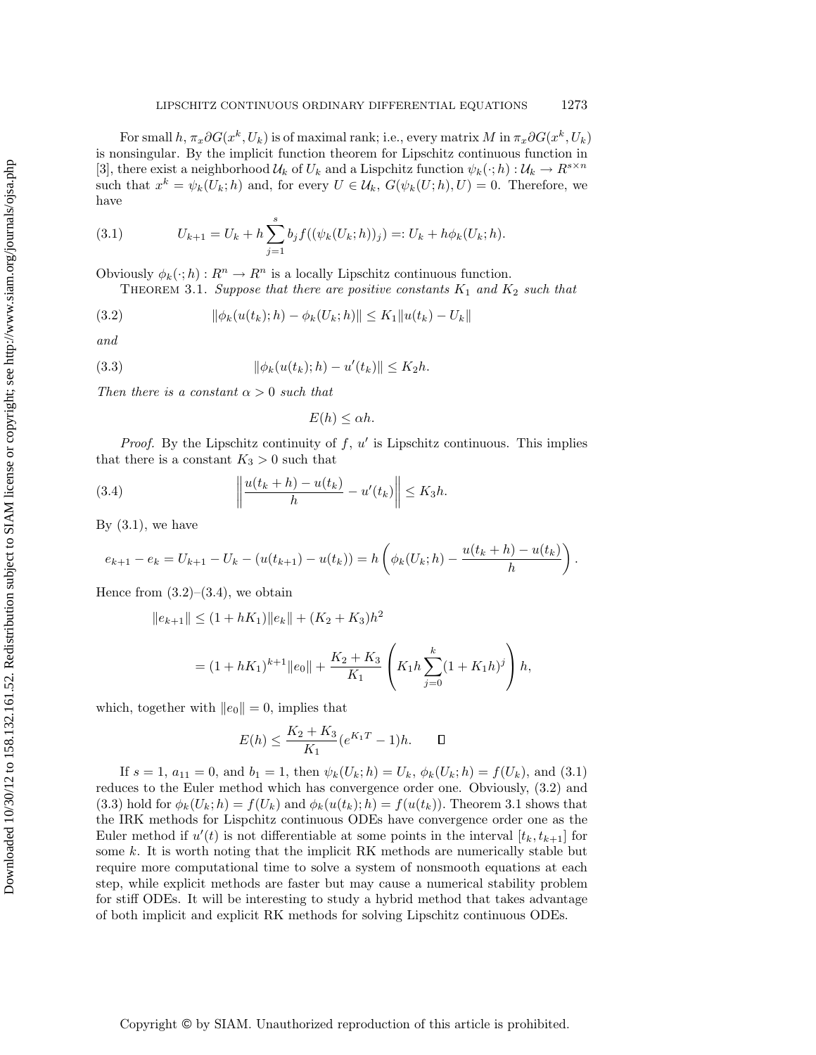For small $h$, $\pi_x \partial G(x^k, U_k)$ is of maximal rank; i.e., every matrix $M$ in $\pi_x \partial G(x^k, U_k)$ is nonsingular. By the implicit function theorem for Lipschitz continuous function in [3], there exist a neighborhood $\mathcal{U}_k$ of $U_k$ and a Lispchitz function $\psi_k(\cdot; h) : \mathcal{U}_k \to R^{s\times n}$ such that $x^k = \psi_k(U_k; h)$ and, for every $U \in \mathcal{U}_k$, $G(\psi_k(U; h), U) = 0$. Therefore, we have

$$U_{k+1} = U_k + h \sum_{j=1}^{s} b_j f((\psi_k(U_k; h))_j) =: U_k + h\phi_k(U_k; h). \tag{3.1}$$

Obviously $\phi_k(\cdot; h) : R^n \to R^n$ is a locally Lipschitz continuous function.

Theorem 3.1. *Suppose that there are positive constants $K_1$ and $K_2$ such that*

$$\|\phi_k(u(t_k); h) - \phi_k(U_k; h)\| \le K_1 \|u(t_k) - U_k\| \tag{3.2}$$

*and*

$$\|\phi_k(u(t_k); h) - u'(t_k)\| \le K_2 h. \tag{3.3}$$

*Then there is a constant $\alpha > 0$ such that*

$$E(h) \le \alpha h.$$

*Proof.* By the Lipschitz continuity of $f$, $u'$ is Lipschitz continuous. This implies that there is a constant $K_3 > 0$ such that

$$\left\| \frac{u(t_k + h) - u(t_k)}{h} - u'(t_k) \right\| \le K_3 h. \tag{3.4}$$

By (3.1), we have

$$e_{k+1} - e_k = U_{k+1} - U_k - (u(t_{k+1}) - u(t_k)) = h \left( \phi_k(U_k; h) - \frac{u(t_k + h) - u(t_k)}{h} \right).$$

Hence from (3.2)–(3.4), we obtain

$$\begin{aligned} \|e_{k+1}\| &\le (1 + hK_1)\|e_k\| + (K_2 + K_3)h^2 \\ &= (1 + hK_1)^{k+1}\|e_0\| + \frac{K_2 + K_3}{K_1} \left( K_1 h \sum_{j=0}^{k} (1 + K_1 h)^j \right) h, \end{aligned}$$

which, together with $\|e_0\| = 0$, implies that

$$E(h) \le \frac{K_2 + K_3}{K_1}(e^{K_1 T} - 1)h. \qquad \square$$

If $s = 1$, $a_{11} = 0$, and $b_1 = 1$, then $\psi_k(U_k; h) = U_k$, $\phi_k(U_k; h) = f(U_k)$, and (3.1) reduces to the Euler method which has convergence order one. Obviously, (3.2) and (3.3) hold for $\phi_k(U_k; h) = f(U_k)$ and $\phi_k(u(t_k); h) = f(u(t_k))$. Theorem 3.1 shows that the IRK methods for Lispchitz continuous ODEs have convergence order one as the Euler method if $u'(t)$ is not differentiable at some points in the interval $[t_k, t_{k+1}]$ for some $k$. It is worth noting that the implicit RK methods are numerically stable but require more computational time to solve a system of nonsmooth equations at each step, while explicit methods are faster but may cause a numerical stability problem for stiff ODEs. It will be interesting to study a hybrid method that takes advantage of both implicit and explicit RK methods for solving Lipschitz continuous ODEs.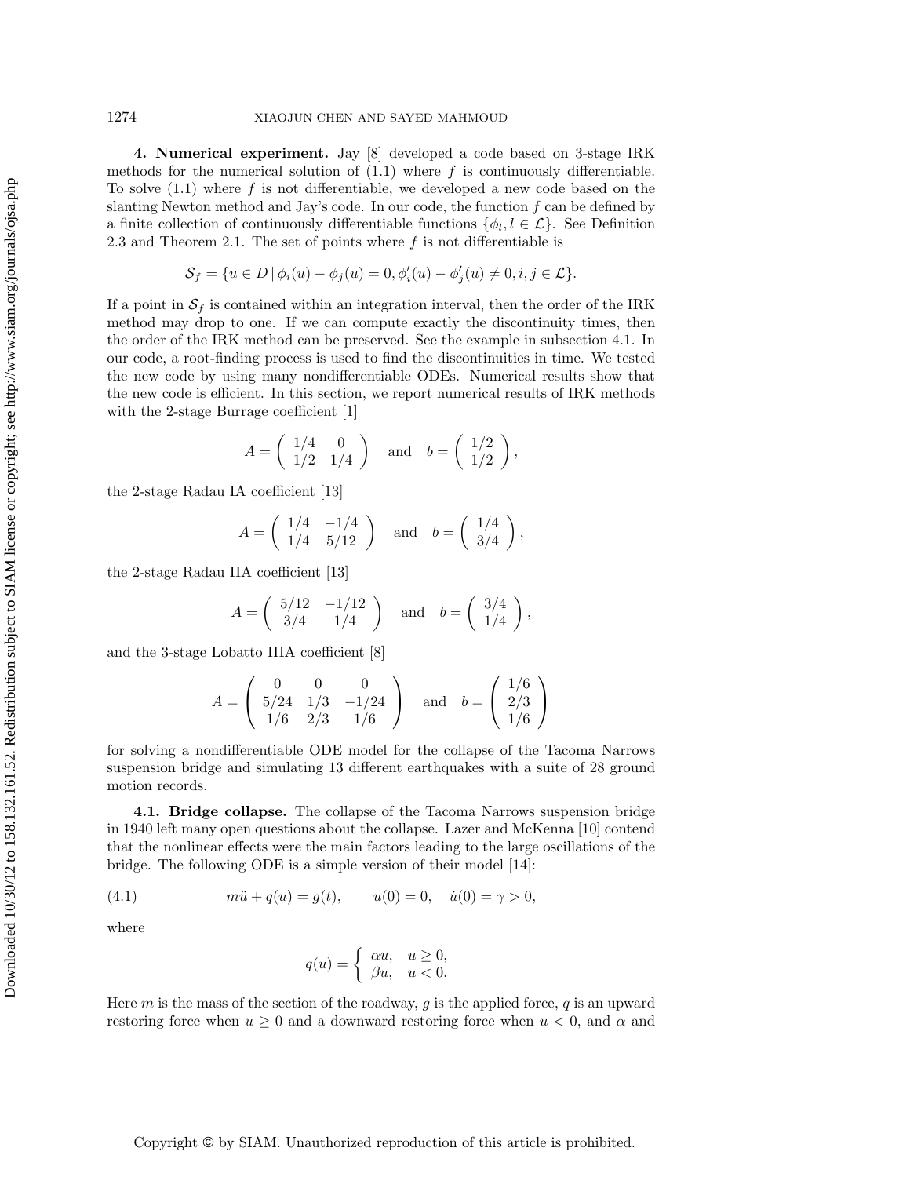**4. Numerical experiment.** Jay [8] developed a code based on 3-stage IRK methods for the numerical solution of (1.1) where $f$ is continuously differentiable. To solve (1.1) where $f$ is not differentiable, we developed a new code based on the slanting Newton method and Jay's code. In our code, the function $f$ can be defined by a finite collection of continuously differentiable functions $\{\phi_l, l \in \mathcal{L}\}$. See Definition 2.3 and Theorem 2.1. The set of points where $f$ is not differentiable is

$$\mathcal{S}_f = \{u \in D \,|\, \phi_i(u) - \phi_j(u) = 0, \phi_i'(u) - \phi_j'(u) \neq 0, i, j \in \mathcal{L}\}.$$

If a point in $\mathcal{S}_f$ is contained within an integration interval, then the order of the IRK method may drop to one. If we can compute exactly the discontinuity times, then the order of the IRK method can be preserved. See the example in subsection 4.1. In our code, a root-finding process is used to find the discontinuities in time. We tested the new code by using many nondifferentiable ODEs. Numerical results show that the new code is efficient. In this section, we report numerical results of IRK methods with the 2-stage Burrage coefficient [1]

$$A = \begin{pmatrix} 1/4 & 0 \\ 1/2 & 1/4 \end{pmatrix} \quad \text{and} \quad b = \begin{pmatrix} 1/2 \\ 1/2 \end{pmatrix},$$

the 2-stage Radau IA coefficient [13]

$$A = \begin{pmatrix} 1/4 & -1/4 \\ 1/4 & 5/12 \end{pmatrix} \quad \text{and} \quad b = \begin{pmatrix} 1/4 \\ 3/4 \end{pmatrix},$$

the 2-stage Radau IIA coefficient [13]

$$A = \begin{pmatrix} 5/12 & -1/12 \\ 3/4 & 1/4 \end{pmatrix} \quad \text{and} \quad b = \begin{pmatrix} 3/4 \\ 1/4 \end{pmatrix},$$

and the 3-stage Lobatto IIIA coefficient [8]

$$A = \begin{pmatrix} 0 & 0 & 0 \\ 5/24 & 1/3 & -1/24 \\ 1/6 & 2/3 & 1/6 \end{pmatrix} \quad \text{and} \quad b = \begin{pmatrix} 1/6 \\ 2/3 \\ 1/6 \end{pmatrix}$$

for solving a nondifferentiable ODE model for the collapse of the Tacoma Narrows suspension bridge and simulating 13 different earthquakes with a suite of 28 ground motion records.

**4.1. Bridge collapse.** The collapse of the Tacoma Narrows suspension bridge in 1940 left many open questions about the collapse. Lazer and McKenna [10] contend that the nonlinear effects were the main factors leading to the large oscillations of the bridge. The following ODE is a simple version of their model [14]:

$$m\ddot{u} + q(u) = g(t), \qquad u(0) = 0, \quad \dot{u}(0) = \gamma > 0, \tag{4.1}$$

where

$$q(u) = \begin{cases} \alpha u, & u \geq 0, \\ \beta u, & u < 0. \end{cases}$$

Here $m$ is the mass of the section of the roadway, $g$ is the applied force, $q$ is an upward restoring force when $u \geq 0$ and a downward restoring force when $u < 0$, and $\alpha$ and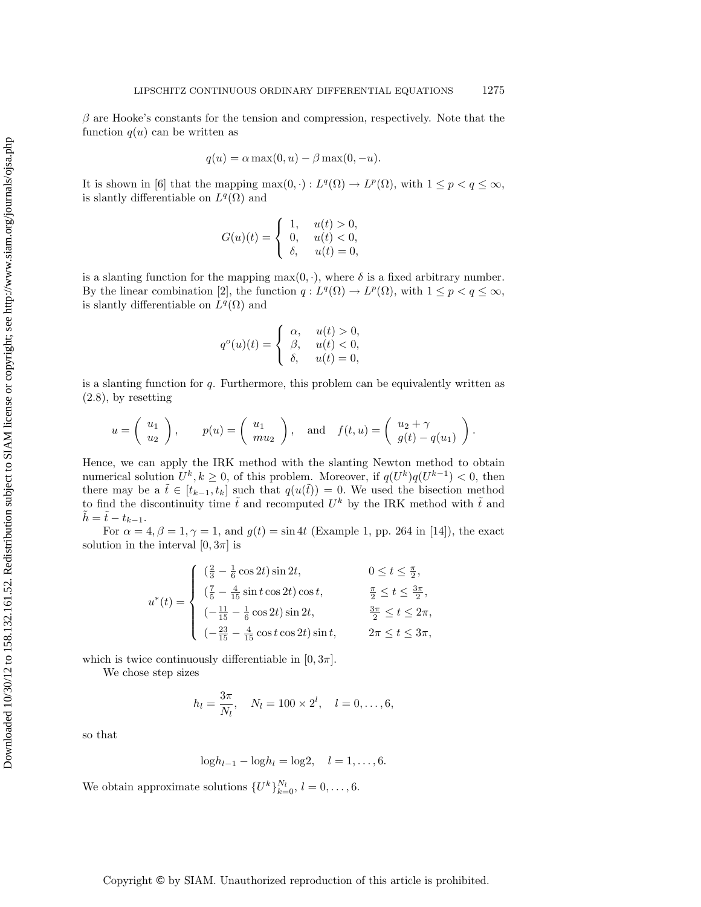$\beta$ are Hooke's constants for the tension and compression, respectively. Note that the function $q(u)$ can be written as

$$q(u) = \alpha \max(0, u) - \beta \max(0, -u).$$

It is shown in [6] that the mapping $\max(0, \cdot) : L^q(\Omega) \to L^p(\Omega)$, with $1 \le p < q \le \infty$, is slantly differentiable on $L^q(\Omega)$ and

$$G(u)(t) = \begin{cases} 1, & u(t) > 0, \\ 0, & u(t) < 0, \\ \delta, & u(t) = 0, \end{cases}$$

is a slanting function for the mapping $\max(0, \cdot)$, where $\delta$ is a fixed arbitrary number. By the linear combination [2], the function $q : L^q(\Omega) \to L^p(\Omega)$, with $1 \le p < q \le \infty$, is slantly differentiable on $L^q(\Omega)$ and

$$q^o(u)(t) = \begin{cases} \alpha, & u(t) > 0, \\ \beta, & u(t) < 0, \\ \delta, & u(t) = 0, \end{cases}$$

is a slanting function for $q$. Furthermore, this problem can be equivalently written as (2.8), by resetting

$$u = \begin{pmatrix} u_1 \\ u_2 \end{pmatrix}, \qquad p(u) = \begin{pmatrix} u_1 \\ mu_2 \end{pmatrix}, \quad \text{and} \quad f(t, u) = \begin{pmatrix} u_2 + \gamma \\ g(t) - q(u_1) \end{pmatrix}.$$

Hence, we can apply the IRK method with the slanting Newton method to obtain numerical solution $U^k, k \ge 0$, of this problem. Moreover, if $q(U^k)q(U^{k-1}) < 0$, then there may be a $\tilde{t} \in [t_{k-1}, t_k]$ such that $q(u(\tilde{t})) = 0$. We used the bisection method to find the discontinuity time $\tilde{t}$ and recomputed $U^k$ by the IRK method with $\tilde{t}$ and $\tilde{h} = \tilde{t} - t_{k-1}$.

For $\alpha = 4, \beta = 1, \gamma = 1$, and $g(t) = \sin 4t$ (Example 1, pp. 264 in [14]), the exact solution in the interval $[0, 3\pi]$ is

$$u^*(t) = \begin{cases} (\frac{2}{3} - \frac{1}{6}\cos 2t)\sin 2t, & 0 \le t \le \frac{\pi}{2}, \\ (\frac{7}{5} - \frac{4}{15}\sin t \cos 2t)\cos t, & \frac{\pi}{2} \le t \le \frac{3\pi}{2}, \\ (-\frac{11}{15} - \frac{1}{6}\cos 2t)\sin 2t, & \frac{3\pi}{2} \le t \le 2\pi, \\ (-\frac{23}{15} - \frac{4}{15}\cos t \cos 2t)\sin t, & 2\pi \le t \le 3\pi, \end{cases}$$

which is twice continuously differentiable in $[0, 3\pi]$.

We chose step sizes

$$h_l = \frac{3\pi}{N_l}, \quad N_l = 100 \times 2^l, \quad l = 0, \ldots, 6,$$

so that

$$\log h_{l-1} - \log h_l = \log 2, \quad l = 1, \ldots, 6.$$

We obtain approximate solutions $\{U^k\}_{k=0}^{N_l}$, $l = 0, \ldots, 6$.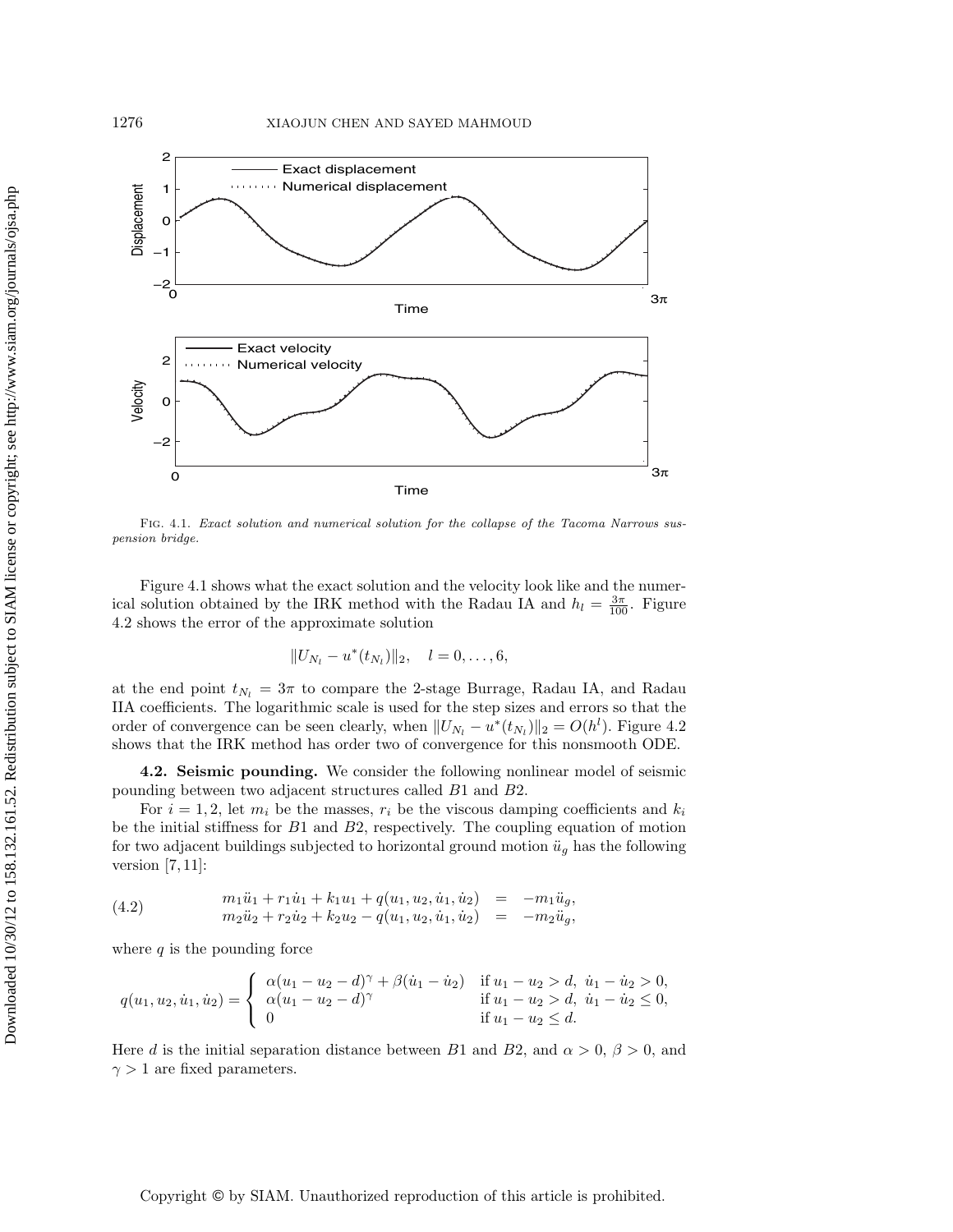Fig. 4.1. *Exact solution and numerical solution for the collapse of the Tacoma Narrows suspension bridge.*

Figure 4.1 shows what the exact solution and the velocity look like and the numerical solution obtained by the IRK method with the Radau IA and $h_l = \frac{3\pi}{100}$. Figure 4.2 shows the error of the approximate solution

$$\|U_{N_l} - u^*(t_{N_l})\|_2, \quad l = 0, \dots, 6,$$

at the end point $t_{N_l} = 3\pi$ to compare the 2-stage Burrage, Radau IA, and Radau IIA coefficients. The logarithmic scale is used for the step sizes and errors so that the order of convergence can be seen clearly, when $\|U_{N_l} - u^*(t_{N_l})\|_2 = O(h^l)$. Figure 4.2 shows that the IRK method has order two of convergence for this nonsmooth ODE.

**4.2. Seismic pounding.** We consider the following nonlinear model of seismic pounding between two adjacent structures called $B1$ and $B2$.

For $i = 1, 2$, let $m_i$ be the masses, $r_i$ be the viscous damping coefficients and $k_i$ be the initial stiffness for $B1$ and $B2$, respectively. The coupling equation of motion for two adjacent buildings subjected to horizontal ground motion $\ddot{u}_g$ has the following version [7, 11]:

$$\begin{array}{rcl} m_1\ddot{u}_1 + r_1\dot{u}_1 + k_1 u_1 + q(u_1, u_2, \dot{u}_1, \dot{u}_2) & = & -m_1\ddot{u}_g, \\ m_2\ddot{u}_2 + r_2\dot{u}_2 + k_2 u_2 - q(u_1, u_2, \dot{u}_1, \dot{u}_2) & = & -m_2\ddot{u}_g, \end{array} \tag{4.2}$$

where $q$ is the pounding force

$$q(u_1, u_2, \dot{u}_1, \dot{u}_2) = \begin{cases} \alpha(u_1 - u_2 - d)^\gamma + \beta(\dot{u}_1 - \dot{u}_2) & \text{if } u_1 - u_2 > d,\ \dot{u}_1 - \dot{u}_2 > 0, \\ \alpha(u_1 - u_2 - d)^\gamma & \text{if } u_1 - u_2 > d,\ \dot{u}_1 - \dot{u}_2 \le 0, \\ 0 & \text{if } u_1 - u_2 \le d. \end{cases}$$

Here $d$ is the initial separation distance between $B1$ and $B2$, and $\alpha > 0$, $\beta > 0$, and $\gamma > 1$ are fixed parameters.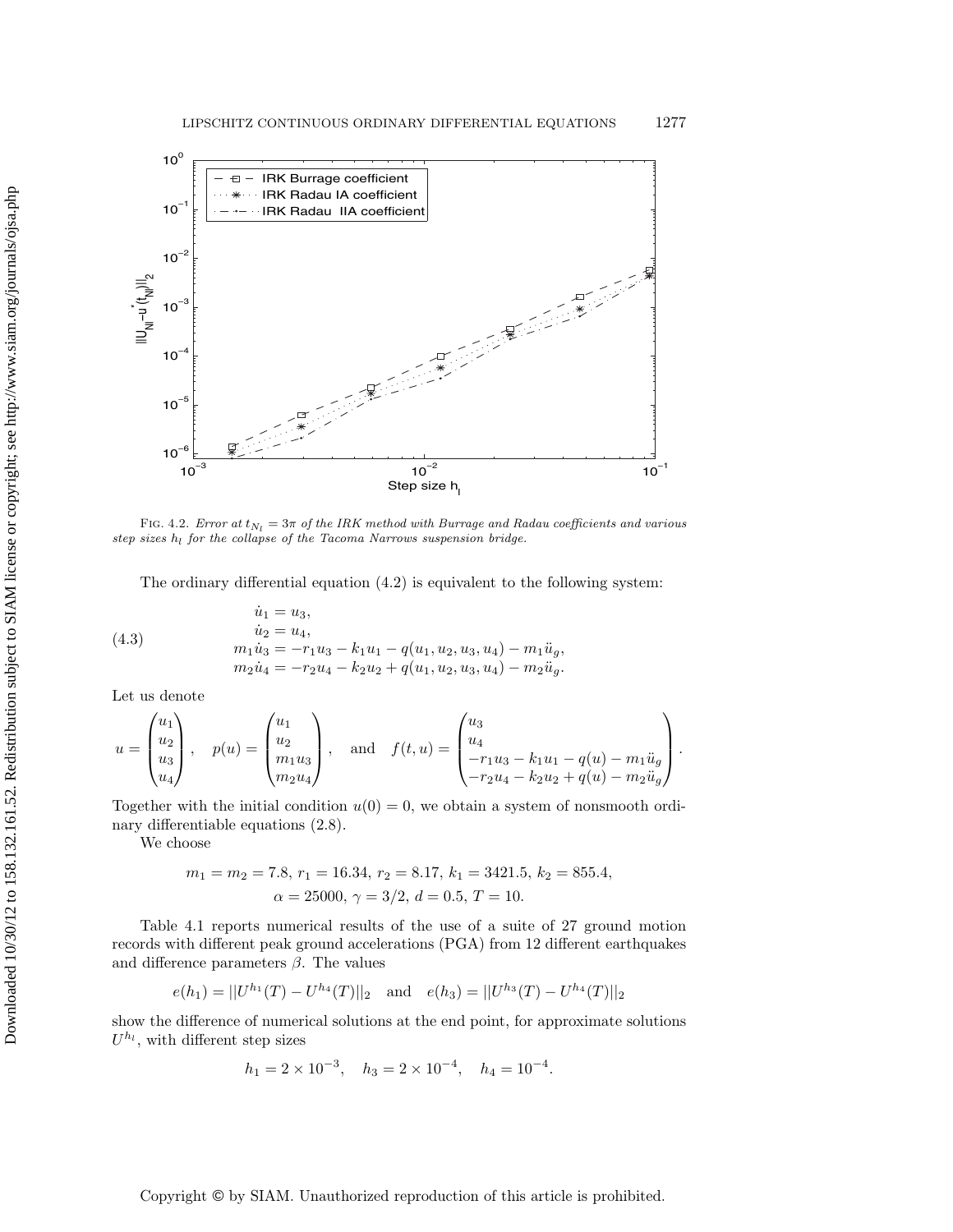Fig. 4.2. *Error at $t_{N_l} = 3\pi$ of the IRK method with Burrage and Radau coefficients and various step sizes $h_l$ for the collapse of the Tacoma Narrows suspension bridge.*

The ordinary differential equation (4.2) is equivalent to the following system:

$$
\begin{aligned}
\dot{u}_1 &= u_3, \\
\dot{u}_2 &= u_4, \\
m_1\dot{u}_3 &= -r_1 u_3 - k_1 u_1 - q(u_1, u_2, u_3, u_4) - m_1 \ddot{u}_g, \\
m_2\dot{u}_4 &= -r_2 u_4 - k_2 u_2 + q(u_1, u_2, u_3, u_4) - m_2 \ddot{u}_g.
\end{aligned}
\tag{4.3}
$$

Let us denote

$$
u = \begin{pmatrix} u_1 \\ u_2 \\ u_3 \\ u_4 \end{pmatrix}, \quad p(u) = \begin{pmatrix} u_1 \\ u_2 \\ m_1 u_3 \\ m_2 u_4 \end{pmatrix}, \quad \text{and} \quad f(t,u) = \begin{pmatrix} u_3 \\ u_4 \\ -r_1 u_3 - k_1 u_1 - q(u) - m_1 \ddot{u}_g \\ -r_2 u_4 - k_2 u_2 + q(u) - m_2 \ddot{u}_g \end{pmatrix}.
$$

Together with the initial condition $u(0) = 0$, we obtain a system of nonsmooth ordinary differentiable equations (2.8).

We choose

$$
m_1 = m_2 = 7.8,\ r_1 = 16.34,\ r_2 = 8.17,\ k_1 = 3421.5,\ k_2 = 855.4,
$$
$$
\alpha = 25000,\ \gamma = 3/2,\ d = 0.5,\ T = 10.
$$

Table 4.1 reports numerical results of the use of a suite of 27 ground motion records with different peak ground accelerations (PGA) from 12 different earthquakes and difference parameters $\beta$. The values

$$
e(h_1) = ||U^{h_1}(T) - U^{h_4}(T)||_2 \quad \text{and} \quad e(h_3) = ||U^{h_3}(T) - U^{h_4}(T)||_2
$$

show the difference of numerical solutions at the end point, for approximate solutions $U^{h_l}$, with different step sizes

$$
h_1 = 2 \times 10^{-3}, \quad h_3 = 2 \times 10^{-4}, \quad h_4 = 10^{-4}.
$$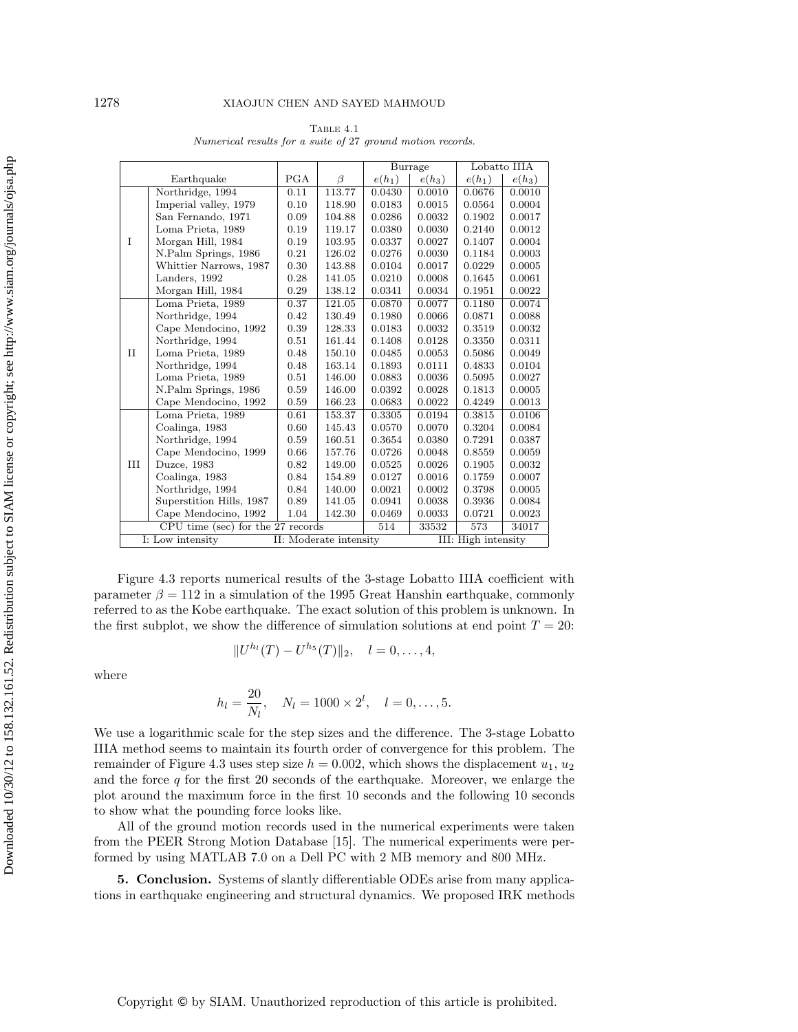Table 4.1

*Numerical results for a suite of 27 ground motion records.*

| | Earthquake | PGA | $\beta$ | Burrage | | Lobatto IIIA | |
|---|---|---|---|---|---|---|---|
| | | | | $e(h_1)$ | $e(h_3)$ | $e(h_1)$ | $e(h_3)$ |
| I | Northridge, 1994 | 0.11 | 113.77 | 0.0430 | 0.0010 | 0.0676 | 0.0010 |
| | Imperial valley, 1979 | 0.10 | 118.90 | 0.0183 | 0.0015 | 0.0564 | 0.0004 |
| | San Fernando, 1971 | 0.09 | 104.88 | 0.0286 | 0.0032 | 0.1902 | 0.0017 |
| | Loma Prieta, 1989 | 0.19 | 119.17 | 0.0380 | 0.0030 | 0.2140 | 0.0012 |
| | Morgan Hill, 1984 | 0.19 | 103.95 | 0.0337 | 0.0027 | 0.1407 | 0.0004 |
| | N.Palm Springs, 1986 | 0.21 | 126.02 | 0.0276 | 0.0030 | 0.1184 | 0.0003 |
| | Whittier Narrows, 1987 | 0.30 | 143.88 | 0.0104 | 0.0017 | 0.0229 | 0.0005 |
| | Landers, 1992 | 0.28 | 141.05 | 0.0210 | 0.0008 | 0.1645 | 0.0061 |
| | Morgan Hill, 1984 | 0.29 | 138.12 | 0.0341 | 0.0034 | 0.1951 | 0.0022 |
| II | Loma Prieta, 1989 | 0.37 | 121.05 | 0.0870 | 0.0077 | 0.1180 | 0.0074 |
| | Northridge, 1994 | 0.42 | 130.49 | 0.1980 | 0.0066 | 0.0871 | 0.0088 |
| | Cape Mendocino, 1992 | 0.39 | 128.33 | 0.0183 | 0.0032 | 0.3519 | 0.0032 |
| | Northridge, 1994 | 0.51 | 161.44 | 0.1408 | 0.0128 | 0.3350 | 0.0311 |
| | Loma Prieta, 1989 | 0.48 | 150.10 | 0.0485 | 0.0053 | 0.5086 | 0.0049 |
| | Northridge, 1994 | 0.48 | 163.14 | 0.1893 | 0.0111 | 0.4833 | 0.0104 |
| | Loma Prieta, 1989 | 0.51 | 146.00 | 0.0883 | 0.0036 | 0.5095 | 0.0027 |
| | N.Palm Springs, 1986 | 0.59 | 146.00 | 0.0392 | 0.0028 | 0.1813 | 0.0005 |
| | Cape Mendocino, 1992 | 0.59 | 166.23 | 0.0683 | 0.0022 | 0.4249 | 0.0013 |
| III | Loma Prieta, 1989 | 0.61 | 153.37 | 0.3305 | 0.0194 | 0.3815 | 0.0106 |
| | Coalinga, 1983 | 0.60 | 145.43 | 0.0570 | 0.0070 | 0.3204 | 0.0084 |
| | Northridge, 1994 | 0.59 | 160.51 | 0.3654 | 0.0380 | 0.7291 | 0.0387 |
| | Cape Mendocino, 1999 | 0.66 | 157.76 | 0.0726 | 0.0048 | 0.8559 | 0.0059 |
| | Duzce, 1983 | 0.82 | 149.00 | 0.0525 | 0.0026 | 0.1905 | 0.0032 |
| | Coalinga, 1983 | 0.84 | 154.89 | 0.0127 | 0.0016 | 0.1759 | 0.0007 |
| | Northridge, 1994 | 0.84 | 140.00 | 0.0021 | 0.0002 | 0.3798 | 0.0005 |
| | Superstition Hills, 1987 | 0.89 | 141.05 | 0.0941 | 0.0038 | 0.3936 | 0.0084 |
| | Cape Mendocino, 1992 | 1.04 | 142.30 | 0.0469 | 0.0033 | 0.0721 | 0.0023 |
| CPU time (sec) for the 27 records | | | | 514 | 33532 | 573 | 34017 |
| I: Low intensity | | II: Moderate intensity | | | | III: High intensity | |

Figure 4.3 reports numerical results of the 3-stage Lobatto IIIA coefficient with parameter $\beta = 112$ in a simulation of the 1995 Great Hanshin earthquake, commonly referred to as the Kobe earthquake. The exact solution of this problem is unknown. In the first subplot, we show the difference of simulation solutions at end point $T = 20$:

$$\|U^{h_l}(T) - U^{h_5}(T)\|_2, \quad l = 0, \ldots, 4,$$

where

$$h_l = \frac{20}{N_l}, \quad N_l = 1000 \times 2^l, \quad l = 0, \ldots, 5.$$

We use a logarithmic scale for the step sizes and the difference. The 3-stage Lobatto IIIA method seems to maintain its fourth order of convergence for this problem. The remainder of Figure 4.3 uses step size $h = 0.002$, which shows the displacement $u_1$, $u_2$ and the force $q$ for the first 20 seconds of the earthquake. Moreover, we enlarge the plot around the maximum force in the first 10 seconds and the following 10 seconds to show what the pounding force looks like.

All of the ground motion records used in the numerical experiments were taken from the PEER Strong Motion Database [15]. The numerical experiments were performed by using MATLAB 7.0 on a Dell PC with 2 MB memory and 800 MHz.

## 5. Conclusion.

Systems of slantly differentiable ODEs arise from many applications in earthquake engineering and structural dynamics. We proposed IRK methods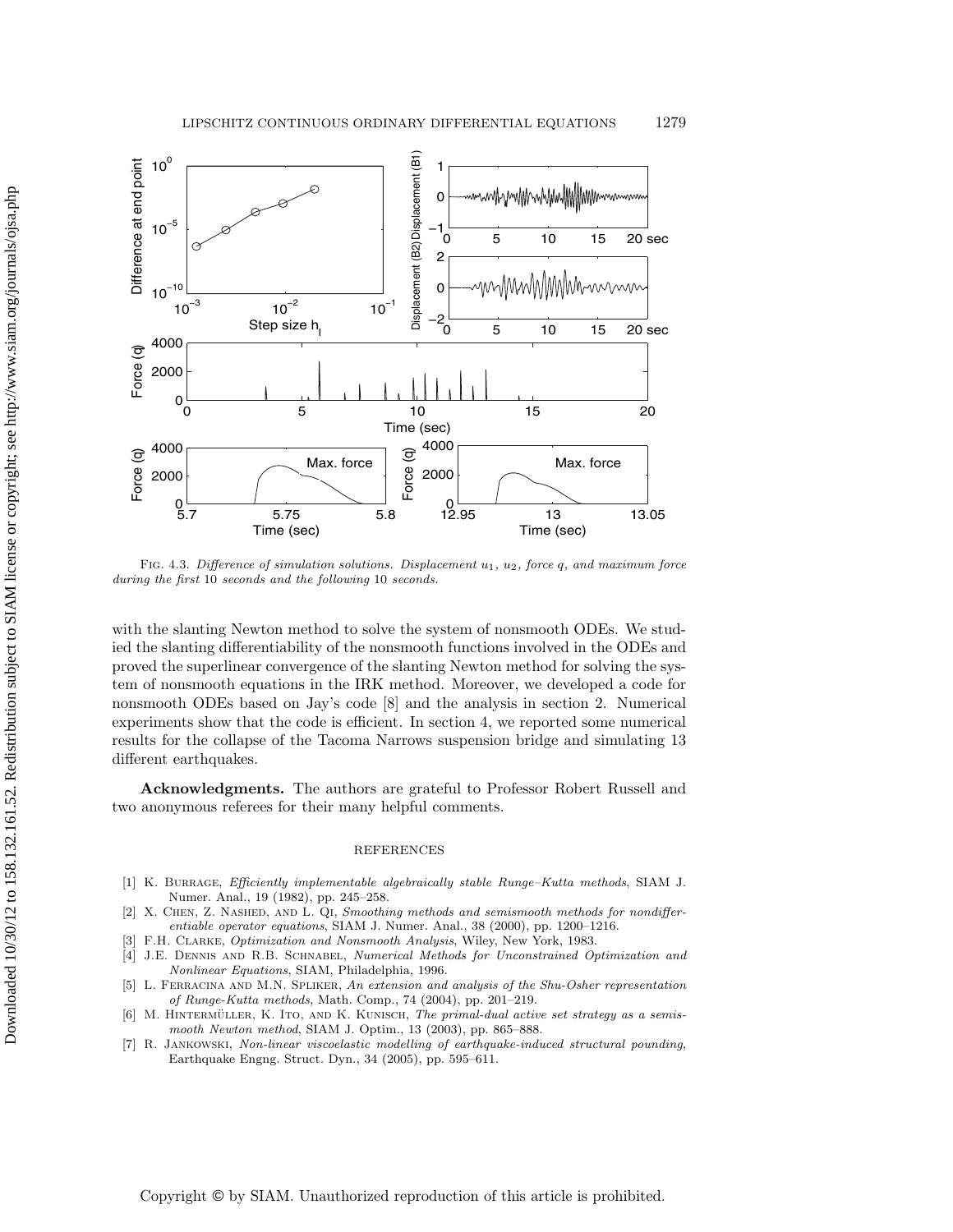Fig. 4.3. *Difference of simulation solutions. Displacement $u_1$, $u_2$, force $q$, and maximum force during the first* 10 *seconds and the following* 10 *seconds.*

with the slanting Newton method to solve the system of nonsmooth ODEs. We studied the slanting differentiability of the nonsmooth functions involved in the ODEs and proved the superlinear convergence of the slanting Newton method for solving the system of nonsmooth equations in the IRK method. Moreover, we developed a code for nonsmooth ODEs based on Jay's code [8] and the analysis in section 2. Numerical experiments show that the code is efficient. In section 4, we reported some numerical results for the collapse of the Tacoma Narrows suspension bridge and simulating 13 different earthquakes.

**Acknowledgments.** The authors are grateful to Professor Robert Russell and two anonymous referees for their many helpful comments.

## REFERENCES

[1] K. Burrage, *Efficiently implementable algebraically stable Runge–Kutta methods*, SIAM J. Numer. Anal., 19 (1982), pp. 245–258.

[2] X. Chen, Z. Nashed, and L. Qi, *Smoothing methods and semismooth methods for nondifferentiable operator equations*, SIAM J. Numer. Anal., 38 (2000), pp. 1200–1216.

[3] F.H. Clarke, *Optimization and Nonsmooth Analysis*, Wiley, New York, 1983.

[4] J.E. Dennis and R.B. Schnabel, *Numerical Methods for Unconstrained Optimization and Nonlinear Equations*, SIAM, Philadelphia, 1996.

[5] L. Ferracina and M.N. Spliker, *An extension and analysis of the Shu-Osher representation of Runge-Kutta methods*, Math. Comp., 74 (2004), pp. 201–219.

[6] M. Hintermüller, K. Ito, and K. Kunisch, *The primal-dual active set strategy as a semismooth Newton method*, SIAM J. Optim., 13 (2003), pp. 865–888.

[7] R. Jankowski, *Non-linear viscoelastic modelling of earthquake-induced structural pounding*, Earthquake Engng. Struct. Dyn., 34 (2005), pp. 595–611.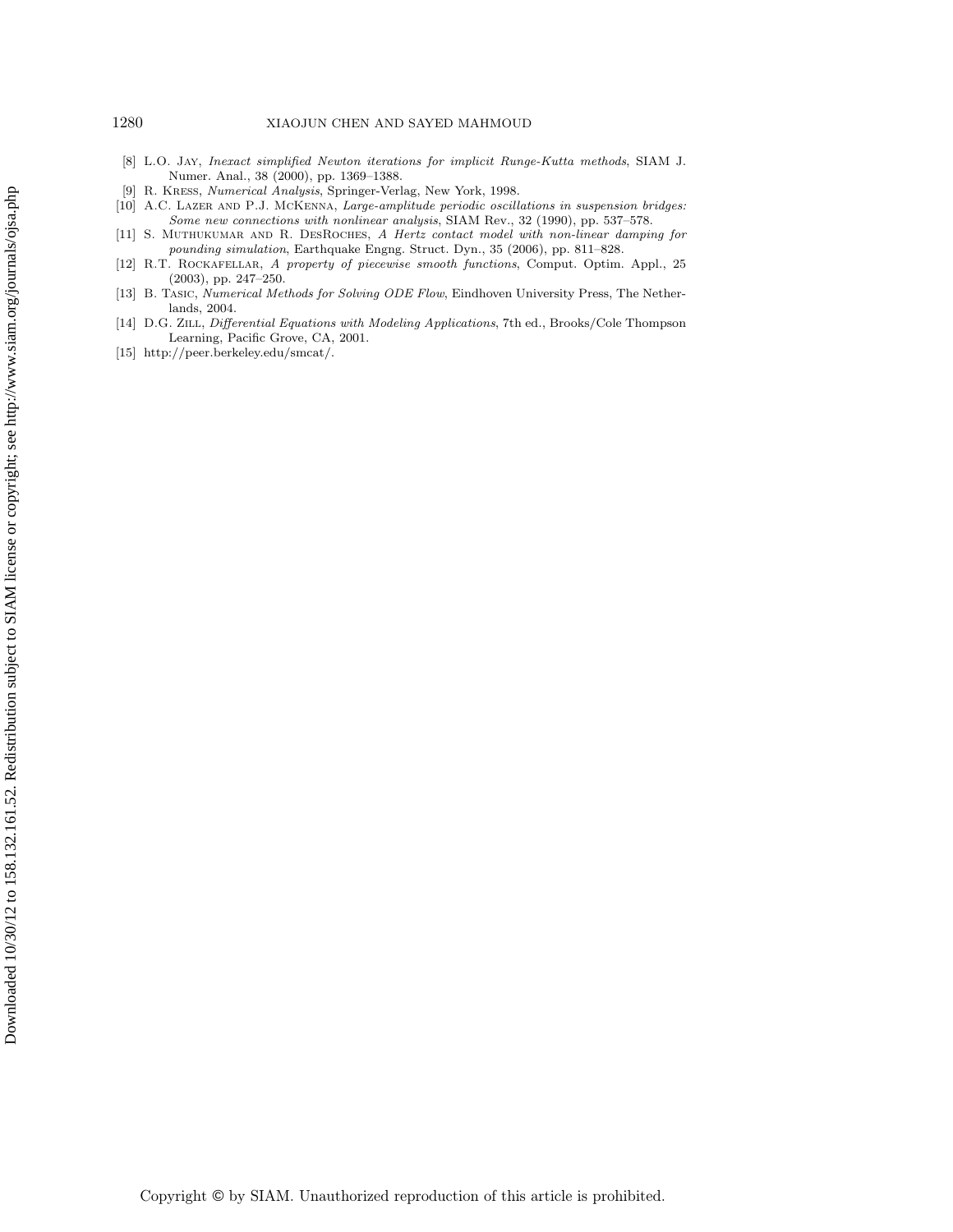[8] L.O. Jay, *Inexact simplified Newton iterations for implicit Runge-Kutta methods*, SIAM J. Numer. Anal., 38 (2000), pp. 1369–1388.

[9] R. Kress, *Numerical Analysis*, Springer-Verlag, New York, 1998.

[10] A.C. Lazer and P.J. McKenna, *Large-amplitude periodic oscillations in suspension bridges: Some new connections with nonlinear analysis*, SIAM Rev., 32 (1990), pp. 537–578.

[11] S. Muthukumar and R. DesRoches, *A Hertz contact model with non-linear damping for pounding simulation*, Earthquake Engng. Struct. Dyn., 35 (2006), pp. 811–828.

[12] R.T. Rockafellar, *A property of piecewise smooth functions*, Comput. Optim. Appl., 25 (2003), pp. 247–250.

[13] B. Tasic, *Numerical Methods for Solving ODE Flow*, Eindhoven University Press, The Netherlands, 2004.

[14] D.G. Zill, *Differential Equations with Modeling Applications*, 7th ed., Brooks/Cole Thompson Learning, Pacific Grove, CA, 2001.

[15] http://peer.berkeley.edu/smcat/.